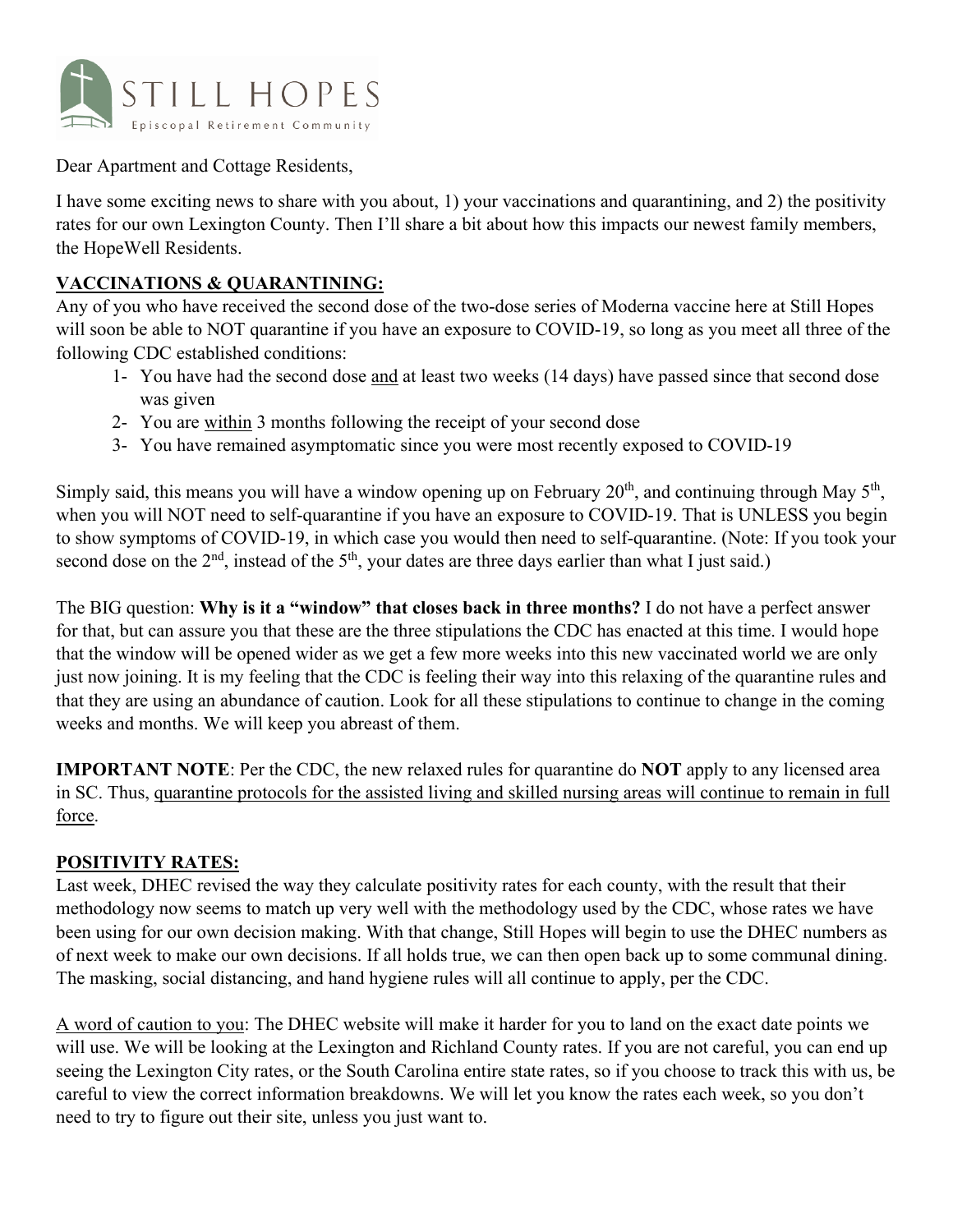STILL HOPES

Episcopal Retirement Community

Dear Apartment and Cottage Residents,

I have some exciting news to share with you about, 1) your vaccinations and quarantining, and 2) the positivity rates for our own Lexington County. Then I'll share a bit about how this impacts our newest family members, the HopeWell Residents.

## VACCINATIONS & QUARANTINING:

Any of you who have received the second dose of the two-dose series of Moderna vaccine here at Still Hopes will soon be able to NOT quarantine if you have an exposure to COVID-19, so long as you meet all three of the following CDC established conditions:

1- You have had the second dose and at least two weeks (14 days) have passed since that second dose was given
2- You are within 3 months following the receipt of your second dose
3- You have remained asymptomatic since you were most recently exposed to COVID-19

Simply said, this means you will have a window opening up on February 20th, and continuing through May 5th, when you will NOT need to self-quarantine if you have an exposure to COVID-19. That is UNLESS you begin to show symptoms of COVID-19, in which case you would then need to self-quarantine. (Note: If you took your second dose on the 2nd, instead of the 5th, your dates are three days earlier than what I just said.)

The BIG question: **Why is it a "window" that closes back in three months?** I do not have a perfect answer for that, but can assure you that these are the three stipulations the CDC has enacted at this time. I would hope that the window will be opened wider as we get a few more weeks into this new vaccinated world we are only just now joining. It is my feeling that the CDC is feeling their way into this relaxing of the quarantine rules and that they are using an abundance of caution. Look for all these stipulations to continue to change in the coming weeks and months. We will keep you abreast of them.

**IMPORTANT NOTE**: Per the CDC, the new relaxed rules for quarantine do **NOT** apply to any licensed area in SC. Thus, quarantine protocols for the assisted living and skilled nursing areas will continue to remain in full force.

## POSITIVITY RATES:

Last week, DHEC revised the way they calculate positivity rates for each county, with the result that their methodology now seems to match up very well with the methodology used by the CDC, whose rates we have been using for our own decision making. With that change, Still Hopes will begin to use the DHEC numbers as of next week to make our own decisions. If all holds true, we can then open back up to some communal dining. The masking, social distancing, and hand hygiene rules will all continue to apply, per the CDC.

A word of caution to you: The DHEC website will make it harder for you to land on the exact date points we will use. We will be looking at the Lexington and Richland County rates. If you are not careful, you can end up seeing the Lexington City rates, or the South Carolina entire state rates, so if you choose to track this with us, be careful to view the correct information breakdowns. We will let you know the rates each week, so you don't need to try to figure out their site, unless you just want to.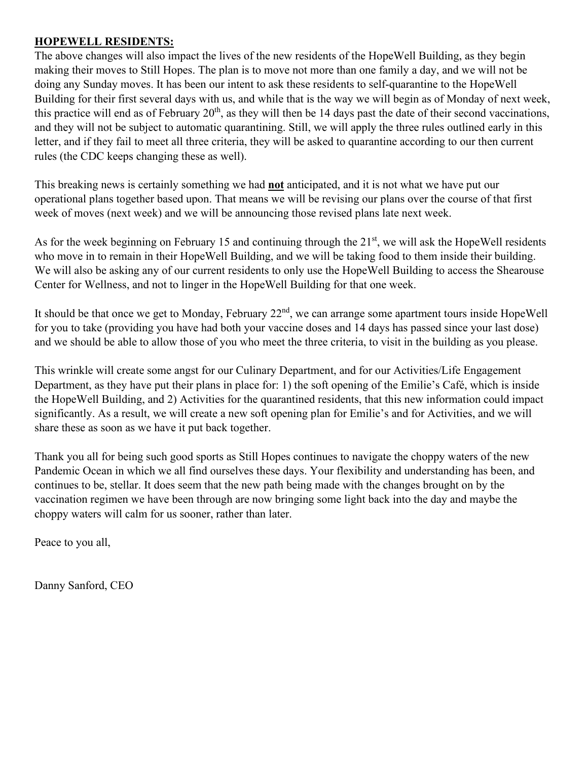**HOPEWELL RESIDENTS:**

The above changes will also impact the lives of the new residents of the HopeWell Building, as they begin making their moves to Still Hopes. The plan is to move not more than one family a day, and we will not be doing any Sunday moves. It has been our intent to ask these residents to self-quarantine to the HopeWell Building for their first several days with us, and while that is the way we will begin as of Monday of next week, this practice will end as of February 20th, as they will then be 14 days past the date of their second vaccinations, and they will not be subject to automatic quarantining. Still, we will apply the three rules outlined early in this letter, and if they fail to meet all three criteria, they will be asked to quarantine according to our then current rules (the CDC keeps changing these as well).

This breaking news is certainly something we had **<u>not</u>** anticipated, and it is not what we have put our operational plans together based upon. That means we will be revising our plans over the course of that first week of moves (next week) and we will be announcing those revised plans late next week.

As for the week beginning on February 15 and continuing through the 21st, we will ask the HopeWell residents who move in to remain in their HopeWell Building, and we will be taking food to them inside their building. We will also be asking any of our current residents to only use the HopeWell Building to access the Shearouse Center for Wellness, and not to linger in the HopeWell Building for that one week.

It should be that once we get to Monday, February 22nd, we can arrange some apartment tours inside HopeWell for you to take (providing you have had both your vaccine doses and 14 days has passed since your last dose) and we should be able to allow those of you who meet the three criteria, to visit in the building as you please.

This wrinkle will create some angst for our Culinary Department, and for our Activities/Life Engagement Department, as they have put their plans in place for: 1) the soft opening of the Emilie's Café, which is inside the HopeWell Building, and 2) Activities for the quarantined residents, that this new information could impact significantly. As a result, we will create a new soft opening plan for Emilie's and for Activities, and we will share these as soon as we have it put back together.

Thank you all for being such good sports as Still Hopes continues to navigate the choppy waters of the new Pandemic Ocean in which we all find ourselves these days. Your flexibility and understanding has been, and continues to be, stellar. It does seem that the new path being made with the changes brought on by the vaccination regimen we have been through are now bringing some light back into the day and maybe the choppy waters will calm for us sooner, rather than later.

Peace to you all,

Danny Sanford, CEO